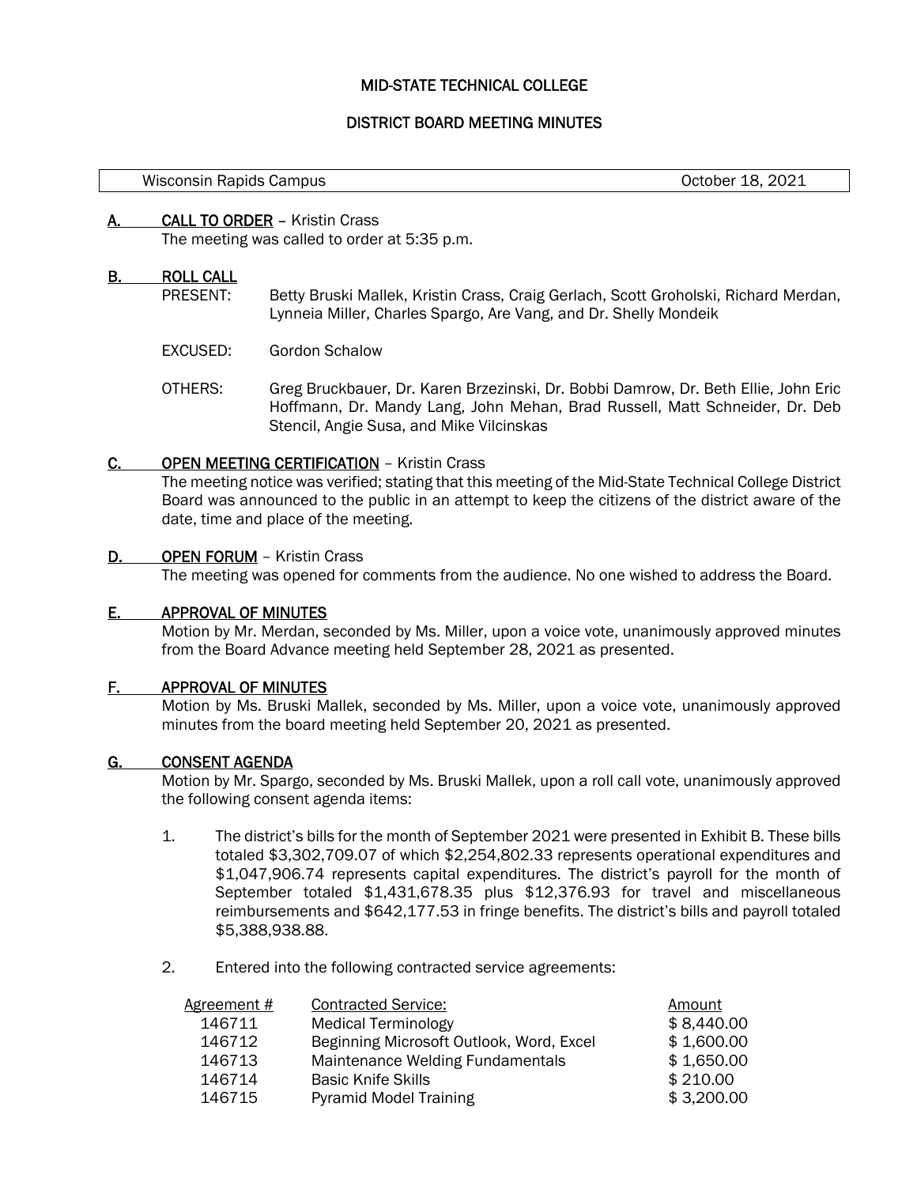# MID-STATE TECHNICAL COLLEGE

## DISTRICT BOARD MEETING MINUTES

| Wisconsin Rapids Campus | October 18, 2021 |
|---|---|

### A. CALL TO ORDER – Kristin Crass

The meeting was called to order at 5:35 p.m.

### B. ROLL CALL

PRESENT: Betty Bruski Mallek, Kristin Crass, Craig Gerlach, Scott Groholski, Richard Merdan, Lynneia Miller, Charles Spargo, Are Vang, and Dr. Shelly Mondeik

EXCUSED: Gordon Schalow

OTHERS: Greg Bruckbauer, Dr. Karen Brzezinski, Dr. Bobbi Damrow, Dr. Beth Ellie, John Eric Hoffmann, Dr. Mandy Lang, John Mehan, Brad Russell, Matt Schneider, Dr. Deb Stencil, Angie Susa, and Mike Vilcinskas

### C. OPEN MEETING CERTIFICATION – Kristin Crass

The meeting notice was verified; stating that this meeting of the Mid-State Technical College District Board was announced to the public in an attempt to keep the citizens of the district aware of the date, time and place of the meeting.

### D. OPEN FORUM – Kristin Crass

The meeting was opened for comments from the audience. No one wished to address the Board.

### E. APPROVAL OF MINUTES

Motion by Mr. Merdan, seconded by Ms. Miller, upon a voice vote, unanimously approved minutes from the Board Advance meeting held September 28, 2021 as presented.

### F. APPROVAL OF MINUTES

Motion by Ms. Bruski Mallek, seconded by Ms. Miller, upon a voice vote, unanimously approved minutes from the board meeting held September 20, 2021 as presented.

### G. CONSENT AGENDA

Motion by Mr. Spargo, seconded by Ms. Bruski Mallek, upon a roll call vote, unanimously approved the following consent agenda items:

1. The district's bills for the month of September 2021 were presented in Exhibit B. These bills totaled $3,302,709.07 of which $2,254,802.33 represents operational expenditures and $1,047,906.74 represents capital expenditures. The district's payroll for the month of September totaled $1,431,678.35 plus $12,376.93 for travel and miscellaneous reimbursements and $642,177.53 in fringe benefits. The district's bills and payroll totaled $5,388,938.88.

2. Entered into the following contracted service agreements:

| Agreement # | Contracted Service: | Amount |
|---|---|---|
| 146711 | Medical Terminology | $ 8,440.00 |
| 146712 | Beginning Microsoft Outlook, Word, Excel | $ 1,600.00 |
| 146713 | Maintenance Welding Fundamentals | $ 1,650.00 |
| 146714 | Basic Knife Skills | $ 210.00 |
| 146715 | Pyramid Model Training | $ 3,200.00 |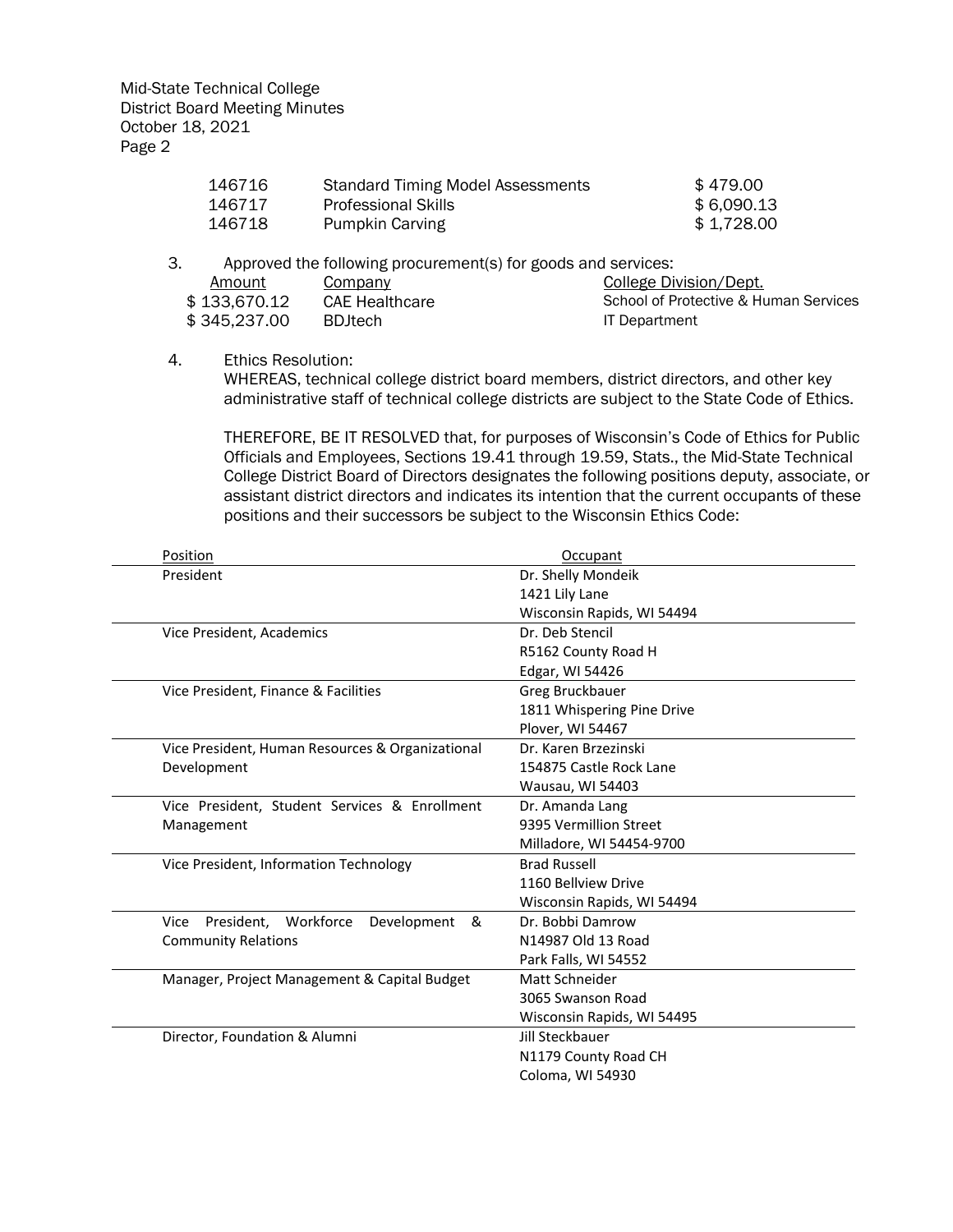| | | |
|---|---|---|
| 146716 | Standard Timing Model Assessments | $ 479.00 |
| 146717 | Professional Skills | $ 6,090.13 |
| 146718 | Pumpkin Carving | $ 1,728.00 |

3. Approved the following procurement(s) for goods and services:

| Amount | Company | College Division/Dept. |
|---|---|---|
| $ 133,670.12 | CAE Healthcare | School of Protective & Human Services |
| $ 345,237.00 | BDJtech | IT Department |

4. Ethics Resolution:
   WHEREAS, technical college district board members, district directors, and other key administrative staff of technical college districts are subject to the State Code of Ethics.

   THEREFORE, BE IT RESOLVED that, for purposes of Wisconsin's Code of Ethics for Public Officials and Employees, Sections 19.41 through 19.59, Stats., the Mid-State Technical College District Board of Directors designates the following positions deputy, associate, or assistant district directors and indicates its intention that the current occupants of these positions and their successors be subject to the Wisconsin Ethics Code:

| Position | Occupant |
|---|---|
| President | Dr. Shelly Mondeik<br>1421 Lily Lane<br>Wisconsin Rapids, WI 54494 |
| Vice President, Academics | Dr. Deb Stencil<br>R5162 County Road H<br>Edgar, WI 54426 |
| Vice President, Finance & Facilities | Greg Bruckbauer<br>1811 Whispering Pine Drive<br>Plover, WI 54467 |
| Vice President, Human Resources & Organizational Development | Dr. Karen Brzezinski<br>154875 Castle Rock Lane<br>Wausau, WI 54403 |
| Vice President, Student Services & Enrollment Management | Dr. Amanda Lang<br>9395 Vermillion Street<br>Milladore, WI 54454-9700 |
| Vice President, Information Technology | Brad Russell<br>1160 Bellview Drive<br>Wisconsin Rapids, WI 54494 |
| Vice President, Workforce Development & Community Relations | Dr. Bobbi Damrow<br>N14987 Old 13 Road<br>Park Falls, WI 54552 |
| Manager, Project Management & Capital Budget | Matt Schneider<br>3065 Swanson Road<br>Wisconsin Rapids, WI 54495 |
| Director, Foundation & Alumni | Jill Steckbauer<br>N1179 County Road CH<br>Coloma, WI 54930 |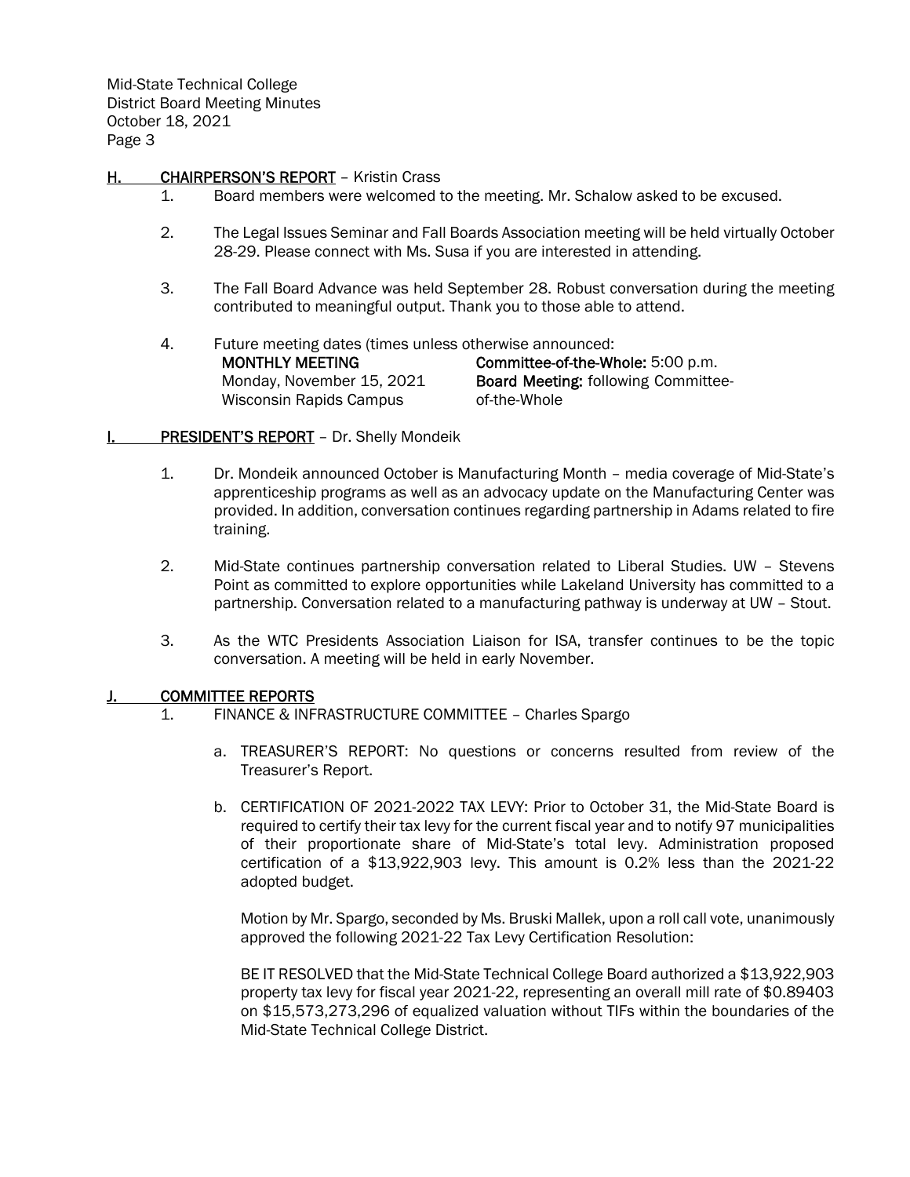## H. CHAIRPERSON'S REPORT – Kristin Crass

1. Board members were welcomed to the meeting. Mr. Schalow asked to be excused.

2. The Legal Issues Seminar and Fall Boards Association meeting will be held virtually October 28-29. Please connect with Ms. Susa if you are interested in attending.

3. The Fall Board Advance was held September 28. Robust conversation during the meeting contributed to meaningful output. Thank you to those able to attend.

4. Future meeting dates (times unless otherwise announced:

   **MONTHLY MEETING**
   Monday, November 15, 2021
   Wisconsin Rapids Campus

   **Committee-of-the-Whole:** 5:00 p.m.
   **Board Meeting:** following Committee-of-the-Whole

## I. PRESIDENT'S REPORT – Dr. Shelly Mondeik

1. Dr. Mondeik announced October is Manufacturing Month – media coverage of Mid-State's apprenticeship programs as well as an advocacy update on the Manufacturing Center was provided. In addition, conversation continues regarding partnership in Adams related to fire training.

2. Mid-State continues partnership conversation related to Liberal Studies. UW – Stevens Point as committed to explore opportunities while Lakeland University has committed to a partnership. Conversation related to a manufacturing pathway is underway at UW – Stout.

3. As the WTC Presidents Association Liaison for ISA, transfer continues to be the topic conversation. A meeting will be held in early November.

## J. COMMITTEE REPORTS

1. FINANCE & INFRASTRUCTURE COMMITTEE – Charles Spargo

   a. TREASURER'S REPORT: No questions or concerns resulted from review of the Treasurer's Report.

   b. CERTIFICATION OF 2021-2022 TAX LEVY: Prior to October 31, the Mid-State Board is required to certify their tax levy for the current fiscal year and to notify 97 municipalities of their proportionate share of Mid-State's total levy. Administration proposed certification of a $13,922,903 levy. This amount is 0.2% less than the 2021-22 adopted budget.

      Motion by Mr. Spargo, seconded by Ms. Bruski Mallek, upon a roll call vote, unanimously approved the following 2021-22 Tax Levy Certification Resolution:

      BE IT RESOLVED that the Mid-State Technical College Board authorized a $13,922,903 property tax levy for fiscal year 2021-22, representing an overall mill rate of $0.89403 on $15,573,273,296 of equalized valuation without TIFs within the boundaries of the Mid-State Technical College District.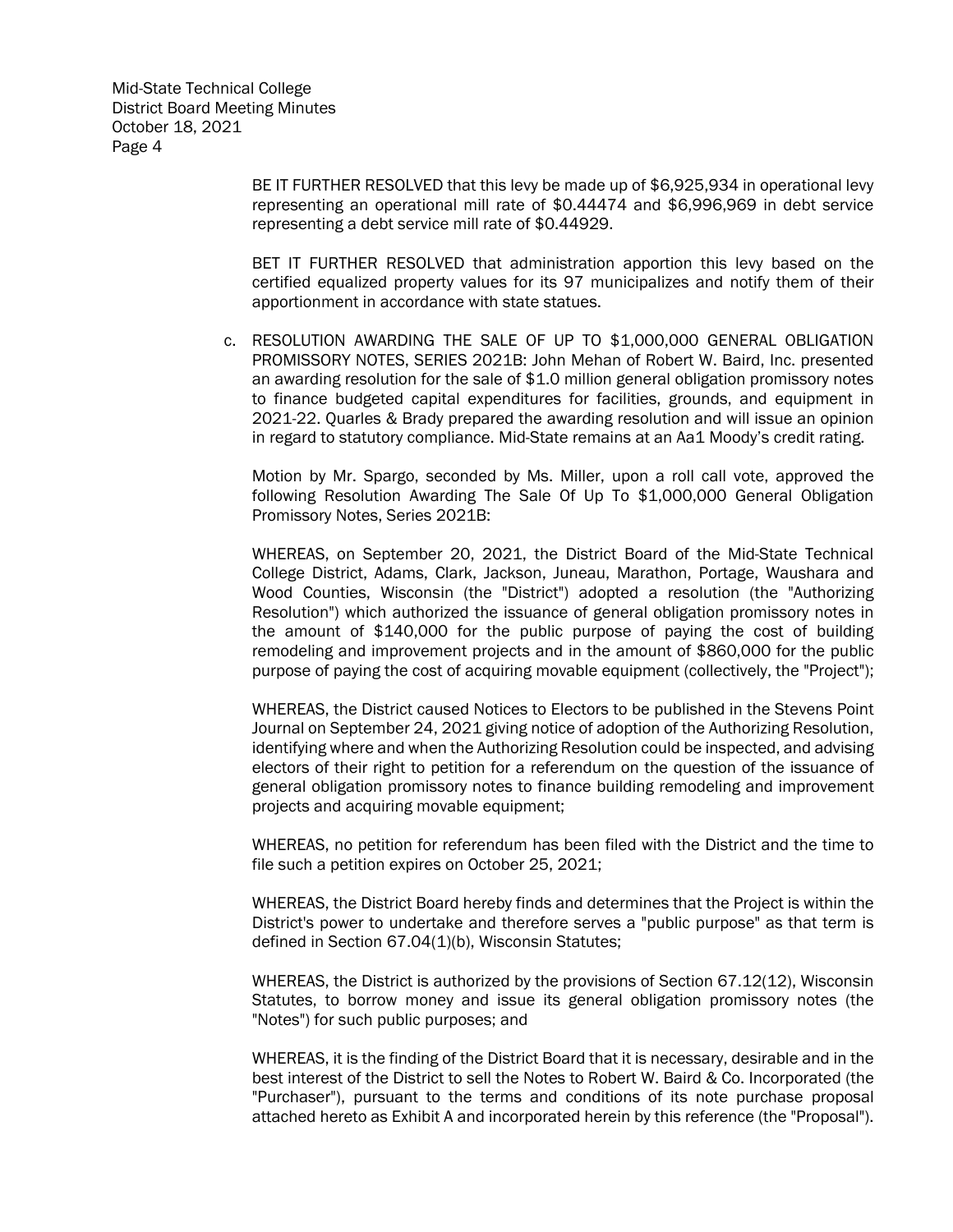BE IT FURTHER RESOLVED that this levy be made up of $6,925,934 in operational levy representing an operational mill rate of $0.44474 and $6,996,969 in debt service representing a debt service mill rate of $0.44929.

BET IT FURTHER RESOLVED that administration apportion this levy based on the certified equalized property values for its 97 municipalizes and notify them of their apportionment in accordance with state statues.

c. RESOLUTION AWARDING THE SALE OF UP TO $1,000,000 GENERAL OBLIGATION PROMISSORY NOTES, SERIES 2021B: John Mehan of Robert W. Baird, Inc. presented an awarding resolution for the sale of $1.0 million general obligation promissory notes to finance budgeted capital expenditures for facilities, grounds, and equipment in 2021-22. Quarles & Brady prepared the awarding resolution and will issue an opinion in regard to statutory compliance. Mid-State remains at an Aa1 Moody's credit rating.

   Motion by Mr. Spargo, seconded by Ms. Miller, upon a roll call vote, approved the following Resolution Awarding The Sale Of Up To $1,000,000 General Obligation Promissory Notes, Series 2021B:

   WHEREAS, on September 20, 2021, the District Board of the Mid-State Technical College District, Adams, Clark, Jackson, Juneau, Marathon, Portage, Waushara and Wood Counties, Wisconsin (the "District") adopted a resolution (the "Authorizing Resolution") which authorized the issuance of general obligation promissory notes in the amount of $140,000 for the public purpose of paying the cost of building remodeling and improvement projects and in the amount of $860,000 for the public purpose of paying the cost of acquiring movable equipment (collectively, the "Project");

   WHEREAS, the District caused Notices to Electors to be published in the Stevens Point Journal on September 24, 2021 giving notice of adoption of the Authorizing Resolution, identifying where and when the Authorizing Resolution could be inspected, and advising electors of their right to petition for a referendum on the question of the issuance of general obligation promissory notes to finance building remodeling and improvement projects and acquiring movable equipment;

   WHEREAS, no petition for referendum has been filed with the District and the time to file such a petition expires on October 25, 2021;

   WHEREAS, the District Board hereby finds and determines that the Project is within the District's power to undertake and therefore serves a "public purpose" as that term is defined in Section 67.04(1)(b), Wisconsin Statutes;

   WHEREAS, the District is authorized by the provisions of Section 67.12(12), Wisconsin Statutes, to borrow money and issue its general obligation promissory notes (the "Notes") for such public purposes; and

   WHEREAS, it is the finding of the District Board that it is necessary, desirable and in the best interest of the District to sell the Notes to Robert W. Baird & Co. Incorporated (the "Purchaser"), pursuant to the terms and conditions of its note purchase proposal attached hereto as Exhibit A and incorporated herein by this reference (the "Proposal").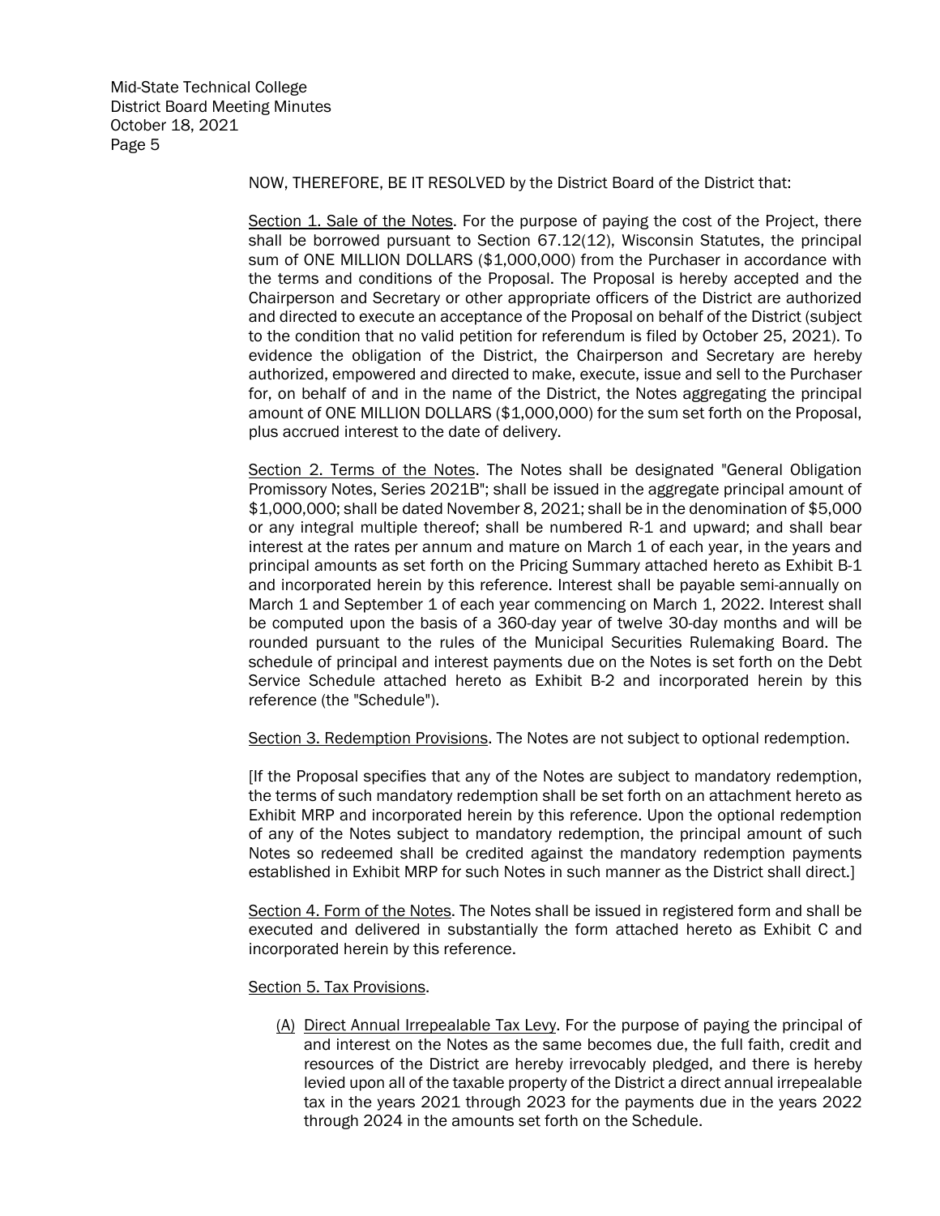NOW, THEREFORE, BE IT RESOLVED by the District Board of the District that:

Section 1. Sale of the Notes. For the purpose of paying the cost of the Project, there shall be borrowed pursuant to Section 67.12(12), Wisconsin Statutes, the principal sum of ONE MILLION DOLLARS ($1,000,000) from the Purchaser in accordance with the terms and conditions of the Proposal. The Proposal is hereby accepted and the Chairperson and Secretary or other appropriate officers of the District are authorized and directed to execute an acceptance of the Proposal on behalf of the District (subject to the condition that no valid petition for referendum is filed by October 25, 2021). To evidence the obligation of the District, the Chairperson and Secretary are hereby authorized, empowered and directed to make, execute, issue and sell to the Purchaser for, on behalf of and in the name of the District, the Notes aggregating the principal amount of ONE MILLION DOLLARS ($1,000,000) for the sum set forth on the Proposal, plus accrued interest to the date of delivery.

Section 2. Terms of the Notes. The Notes shall be designated "General Obligation Promissory Notes, Series 2021B"; shall be issued in the aggregate principal amount of $1,000,000; shall be dated November 8, 2021; shall be in the denomination of $5,000 or any integral multiple thereof; shall be numbered R-1 and upward; and shall bear interest at the rates per annum and mature on March 1 of each year, in the years and principal amounts as set forth on the Pricing Summary attached hereto as Exhibit B-1 and incorporated herein by this reference. Interest shall be payable semi-annually on March 1 and September 1 of each year commencing on March 1, 2022. Interest shall be computed upon the basis of a 360-day year of twelve 30-day months and will be rounded pursuant to the rules of the Municipal Securities Rulemaking Board. The schedule of principal and interest payments due on the Notes is set forth on the Debt Service Schedule attached hereto as Exhibit B-2 and incorporated herein by this reference (the "Schedule").

Section 3. Redemption Provisions. The Notes are not subject to optional redemption.

[If the Proposal specifies that any of the Notes are subject to mandatory redemption, the terms of such mandatory redemption shall be set forth on an attachment hereto as Exhibit MRP and incorporated herein by this reference. Upon the optional redemption of any of the Notes subject to mandatory redemption, the principal amount of such Notes so redeemed shall be credited against the mandatory redemption payments established in Exhibit MRP for such Notes in such manner as the District shall direct.]

Section 4. Form of the Notes. The Notes shall be issued in registered form and shall be executed and delivered in substantially the form attached hereto as Exhibit C and incorporated herein by this reference.

Section 5. Tax Provisions.

(A) Direct Annual Irrepealable Tax Levy. For the purpose of paying the principal of and interest on the Notes as the same becomes due, the full faith, credit and resources of the District are hereby irrevocably pledged, and there is hereby levied upon all of the taxable property of the District a direct annual irrepealable tax in the years 2021 through 2023 for the payments due in the years 2022 through 2024 in the amounts set forth on the Schedule.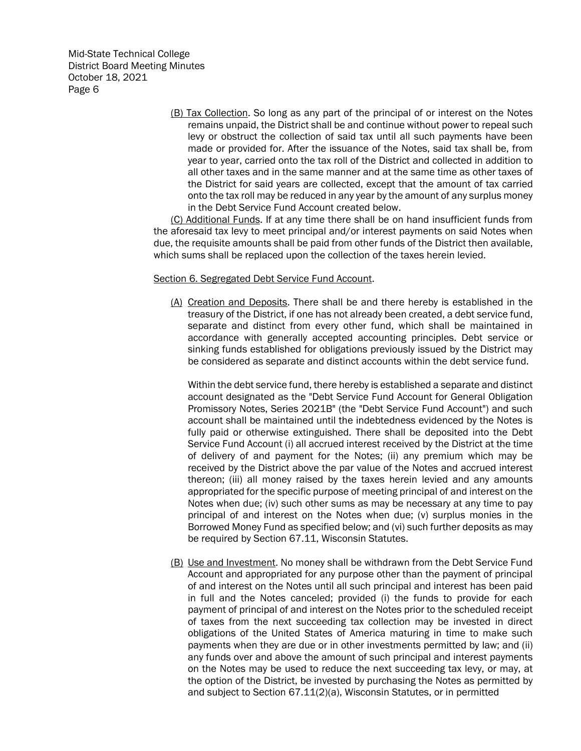(B) Tax Collection. So long as any part of the principal of or interest on the Notes remains unpaid, the District shall be and continue without power to repeal such levy or obstruct the collection of said tax until all such payments have been made or provided for. After the issuance of the Notes, said tax shall be, from year to year, carried onto the tax roll of the District and collected in addition to all other taxes and in the same manner and at the same time as other taxes of the District for said years are collected, except that the amount of tax carried onto the tax roll may be reduced in any year by the amount of any surplus money in the Debt Service Fund Account created below.

(C) Additional Funds. If at any time there shall be on hand insufficient funds from the aforesaid tax levy to meet principal and/or interest payments on said Notes when due, the requisite amounts shall be paid from other funds of the District then available, which sums shall be replaced upon the collection of the taxes herein levied.

Section 6. Segregated Debt Service Fund Account.

(A) Creation and Deposits. There shall be and there hereby is established in the treasury of the District, if one has not already been created, a debt service fund, separate and distinct from every other fund, which shall be maintained in accordance with generally accepted accounting principles. Debt service or sinking funds established for obligations previously issued by the District may be considered as separate and distinct accounts within the debt service fund.

Within the debt service fund, there hereby is established a separate and distinct account designated as the "Debt Service Fund Account for General Obligation Promissory Notes, Series 2021B" (the "Debt Service Fund Account") and such account shall be maintained until the indebtedness evidenced by the Notes is fully paid or otherwise extinguished. There shall be deposited into the Debt Service Fund Account (i) all accrued interest received by the District at the time of delivery of and payment for the Notes; (ii) any premium which may be received by the District above the par value of the Notes and accrued interest thereon; (iii) all money raised by the taxes herein levied and any amounts appropriated for the specific purpose of meeting principal of and interest on the Notes when due; (iv) such other sums as may be necessary at any time to pay principal of and interest on the Notes when due; (v) surplus monies in the Borrowed Money Fund as specified below; and (vi) such further deposits as may be required by Section 67.11, Wisconsin Statutes.

(B) Use and Investment. No money shall be withdrawn from the Debt Service Fund Account and appropriated for any purpose other than the payment of principal of and interest on the Notes until all such principal and interest has been paid in full and the Notes canceled; provided (i) the funds to provide for each payment of principal of and interest on the Notes prior to the scheduled receipt of taxes from the next succeeding tax collection may be invested in direct obligations of the United States of America maturing in time to make such payments when they are due or in other investments permitted by law; and (ii) any funds over and above the amount of such principal and interest payments on the Notes may be used to reduce the next succeeding tax levy, or may, at the option of the District, be invested by purchasing the Notes as permitted by and subject to Section 67.11(2)(a), Wisconsin Statutes, or in permitted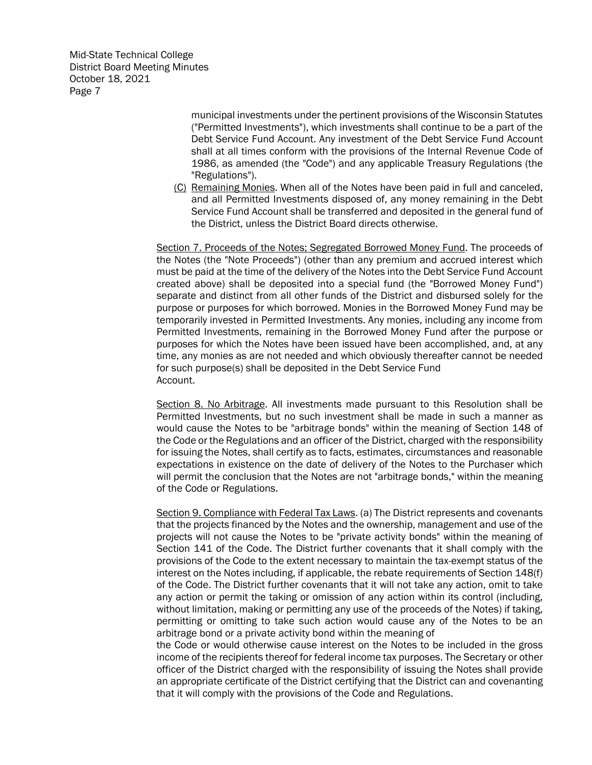municipal investments under the pertinent provisions of the Wisconsin Statutes ("Permitted Investments"), which investments shall continue to be a part of the Debt Service Fund Account. Any investment of the Debt Service Fund Account shall at all times conform with the provisions of the Internal Revenue Code of 1986, as amended (the "Code") and any applicable Treasury Regulations (the "Regulations").

(C) Remaining Monies. When all of the Notes have been paid in full and canceled, and all Permitted Investments disposed of, any money remaining in the Debt Service Fund Account shall be transferred and deposited in the general fund of the District, unless the District Board directs otherwise.

Section 7. Proceeds of the Notes; Segregated Borrowed Money Fund. The proceeds of the Notes (the "Note Proceeds") (other than any premium and accrued interest which must be paid at the time of the delivery of the Notes into the Debt Service Fund Account created above) shall be deposited into a special fund (the "Borrowed Money Fund") separate and distinct from all other funds of the District and disbursed solely for the purpose or purposes for which borrowed. Monies in the Borrowed Money Fund may be temporarily invested in Permitted Investments. Any monies, including any income from Permitted Investments, remaining in the Borrowed Money Fund after the purpose or purposes for which the Notes have been issued have been accomplished, and, at any time, any monies as are not needed and which obviously thereafter cannot be needed for such purpose(s) shall be deposited in the Debt Service Fund Account.

Section 8. No Arbitrage. All investments made pursuant to this Resolution shall be Permitted Investments, but no such investment shall be made in such a manner as would cause the Notes to be "arbitrage bonds" within the meaning of Section 148 of the Code or the Regulations and an officer of the District, charged with the responsibility for issuing the Notes, shall certify as to facts, estimates, circumstances and reasonable expectations in existence on the date of delivery of the Notes to the Purchaser which will permit the conclusion that the Notes are not "arbitrage bonds," within the meaning of the Code or Regulations.

Section 9. Compliance with Federal Tax Laws. (a) The District represents and covenants that the projects financed by the Notes and the ownership, management and use of the projects will not cause the Notes to be "private activity bonds" within the meaning of Section 141 of the Code. The District further covenants that it shall comply with the provisions of the Code to the extent necessary to maintain the tax-exempt status of the interest on the Notes including, if applicable, the rebate requirements of Section 148(f) of the Code. The District further covenants that it will not take any action, omit to take any action or permit the taking or omission of any action within its control (including, without limitation, making or permitting any use of the proceeds of the Notes) if taking, permitting or omitting to take such action would cause any of the Notes to be an arbitrage bond or a private activity bond within the meaning of the Code or would otherwise cause interest on the Notes to be included in the gross income of the recipients thereof for federal income tax purposes. The Secretary or other officer of the District charged with the responsibility of issuing the Notes shall provide an appropriate certificate of the District certifying that the District can and covenanting that it will comply with the provisions of the Code and Regulations.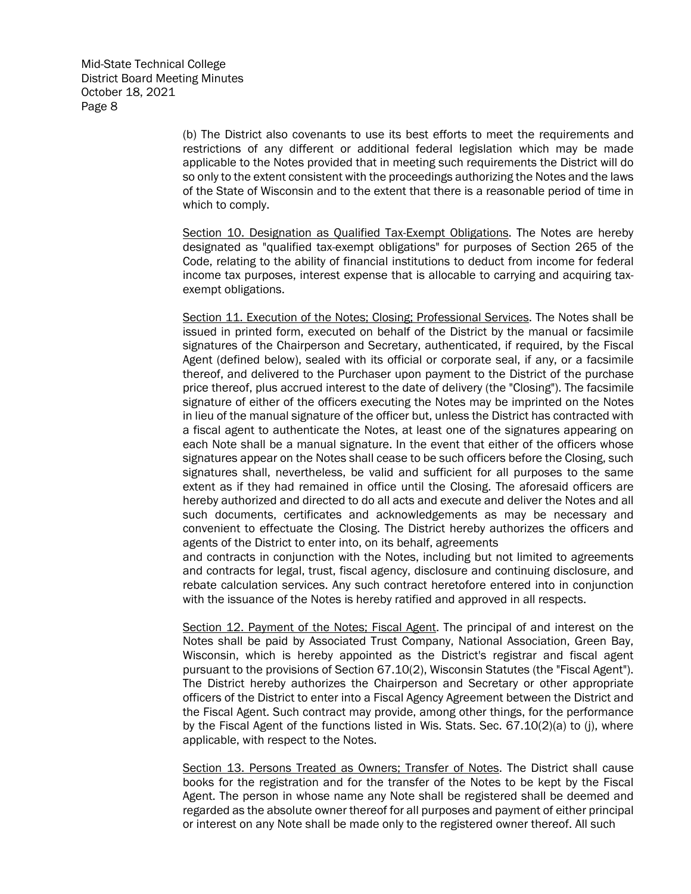(b) The District also covenants to use its best efforts to meet the requirements and restrictions of any different or additional federal legislation which may be made applicable to the Notes provided that in meeting such requirements the District will do so only to the extent consistent with the proceedings authorizing the Notes and the laws of the State of Wisconsin and to the extent that there is a reasonable period of time in which to comply.

<u>Section 10. Designation as Qualified Tax-Exempt Obligations</u>. The Notes are hereby designated as "qualified tax-exempt obligations" for purposes of Section 265 of the Code, relating to the ability of financial institutions to deduct from income for federal income tax purposes, interest expense that is allocable to carrying and acquiring tax-exempt obligations.

<u>Section 11. Execution of the Notes; Closing; Professional Services</u>. The Notes shall be issued in printed form, executed on behalf of the District by the manual or facsimile signatures of the Chairperson and Secretary, authenticated, if required, by the Fiscal Agent (defined below), sealed with its official or corporate seal, if any, or a facsimile thereof, and delivered to the Purchaser upon payment to the District of the purchase price thereof, plus accrued interest to the date of delivery (the "Closing"). The facsimile signature of either of the officers executing the Notes may be imprinted on the Notes in lieu of the manual signature of the officer but, unless the District has contracted with a fiscal agent to authenticate the Notes, at least one of the signatures appearing on each Note shall be a manual signature. In the event that either of the officers whose signatures appear on the Notes shall cease to be such officers before the Closing, such signatures shall, nevertheless, be valid and sufficient for all purposes to the same extent as if they had remained in office until the Closing. The aforesaid officers are hereby authorized and directed to do all acts and execute and deliver the Notes and all such documents, certificates and acknowledgements as may be necessary and convenient to effectuate the Closing. The District hereby authorizes the officers and agents of the District to enter into, on its behalf, agreements and contracts in conjunction with the Notes, including but not limited to agreements and contracts for legal, trust, fiscal agency, disclosure and continuing disclosure, and rebate calculation services. Any such contract heretofore entered into in conjunction with the issuance of the Notes is hereby ratified and approved in all respects.

<u>Section 12. Payment of the Notes; Fiscal Agent</u>. The principal of and interest on the Notes shall be paid by Associated Trust Company, National Association, Green Bay, Wisconsin, which is hereby appointed as the District's registrar and fiscal agent pursuant to the provisions of Section 67.10(2), Wisconsin Statutes (the "Fiscal Agent"). The District hereby authorizes the Chairperson and Secretary or other appropriate officers of the District to enter into a Fiscal Agency Agreement between the District and the Fiscal Agent. Such contract may provide, among other things, for the performance by the Fiscal Agent of the functions listed in Wis. Stats. Sec. 67.10(2)(a) to (j), where applicable, with respect to the Notes.

<u>Section 13. Persons Treated as Owners; Transfer of Notes</u>. The District shall cause books for the registration and for the transfer of the Notes to be kept by the Fiscal Agent. The person in whose name any Note shall be registered shall be deemed and regarded as the absolute owner thereof for all purposes and payment of either principal or interest on any Note shall be made only to the registered owner thereof. All such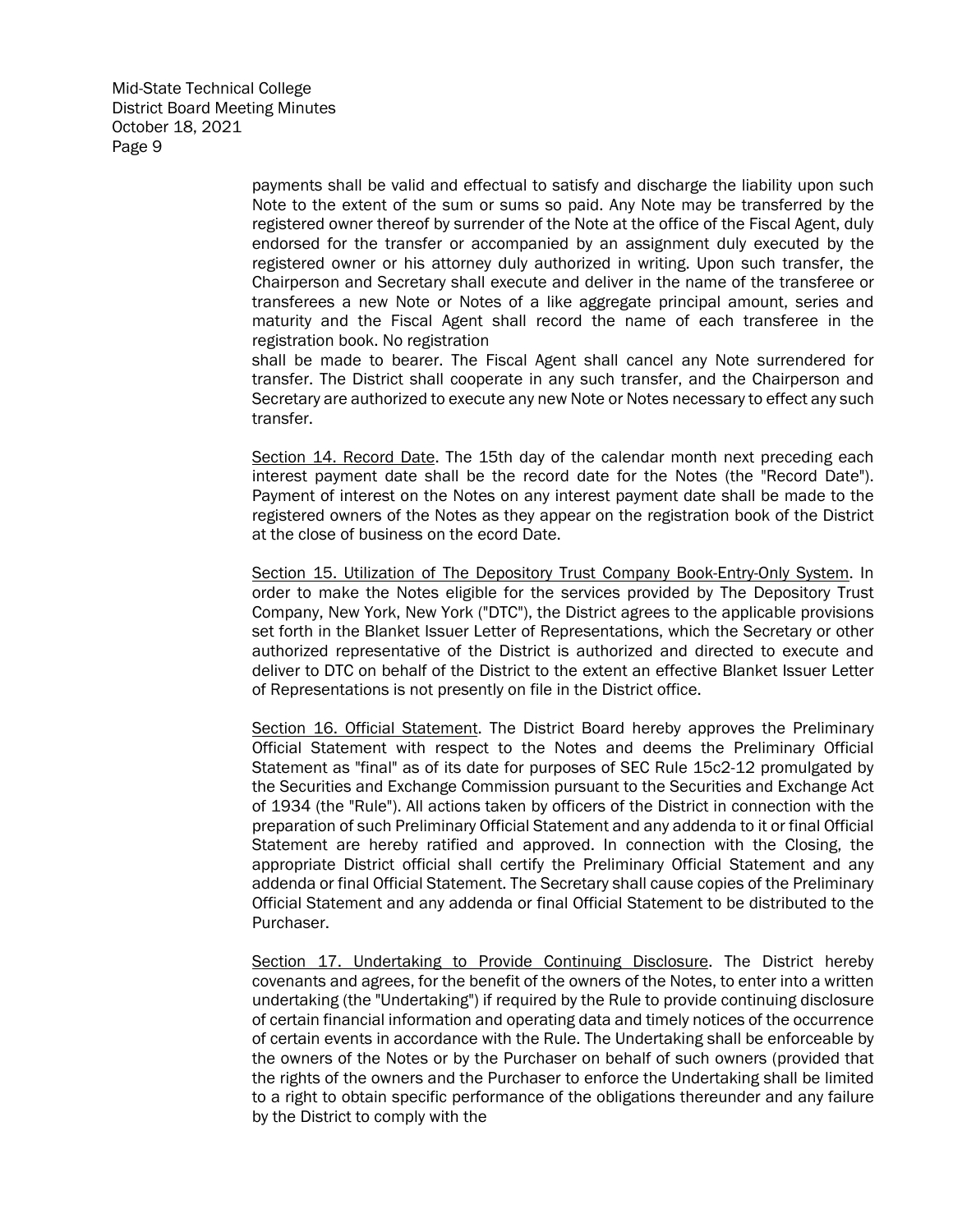payments shall be valid and effectual to satisfy and discharge the liability upon such Note to the extent of the sum or sums so paid. Any Note may be transferred by the registered owner thereof by surrender of the Note at the office of the Fiscal Agent, duly endorsed for the transfer or accompanied by an assignment duly executed by the registered owner or his attorney duly authorized in writing. Upon such transfer, the Chairperson and Secretary shall execute and deliver in the name of the transferee or transferees a new Note or Notes of a like aggregate principal amount, series and maturity and the Fiscal Agent shall record the name of each transferee in the registration book. No registration

shall be made to bearer. The Fiscal Agent shall cancel any Note surrendered for transfer. The District shall cooperate in any such transfer, and the Chairperson and Secretary are authorized to execute any new Note or Notes necessary to effect any such transfer.

Section 14. Record Date. The 15th day of the calendar month next preceding each interest payment date shall be the record date for the Notes (the "Record Date"). Payment of interest on the Notes on any interest payment date shall be made to the registered owners of the Notes as they appear on the registration book of the District at the close of business on the ecord Date.

Section 15. Utilization of The Depository Trust Company Book-Entry-Only System. In order to make the Notes eligible for the services provided by The Depository Trust Company, New York, New York ("DTC"), the District agrees to the applicable provisions set forth in the Blanket Issuer Letter of Representations, which the Secretary or other authorized representative of the District is authorized and directed to execute and deliver to DTC on behalf of the District to the extent an effective Blanket Issuer Letter of Representations is not presently on file in the District office.

Section 16. Official Statement. The District Board hereby approves the Preliminary Official Statement with respect to the Notes and deems the Preliminary Official Statement as "final" as of its date for purposes of SEC Rule 15c2-12 promulgated by the Securities and Exchange Commission pursuant to the Securities and Exchange Act of 1934 (the "Rule"). All actions taken by officers of the District in connection with the preparation of such Preliminary Official Statement and any addenda to it or final Official Statement are hereby ratified and approved. In connection with the Closing, the appropriate District official shall certify the Preliminary Official Statement and any addenda or final Official Statement. The Secretary shall cause copies of the Preliminary Official Statement and any addenda or final Official Statement to be distributed to the Purchaser.

Section 17. Undertaking to Provide Continuing Disclosure. The District hereby covenants and agrees, for the benefit of the owners of the Notes, to enter into a written undertaking (the "Undertaking") if required by the Rule to provide continuing disclosure of certain financial information and operating data and timely notices of the occurrence of certain events in accordance with the Rule. The Undertaking shall be enforceable by the owners of the Notes or by the Purchaser on behalf of such owners (provided that the rights of the owners and the Purchaser to enforce the Undertaking shall be limited to a right to obtain specific performance of the obligations thereunder and any failure by the District to comply with the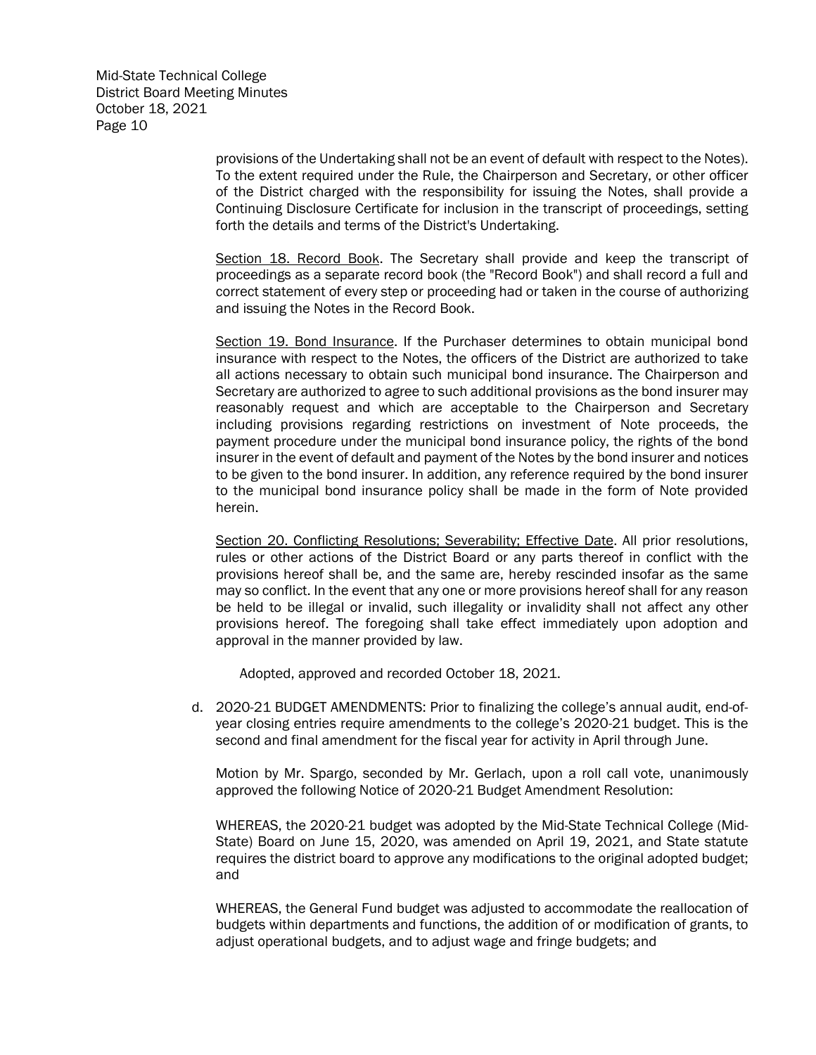provisions of the Undertaking shall not be an event of default with respect to the Notes). To the extent required under the Rule, the Chairperson and Secretary, or other officer of the District charged with the responsibility for issuing the Notes, shall provide a Continuing Disclosure Certificate for inclusion in the transcript of proceedings, setting forth the details and terms of the District's Undertaking.

Section 18. Record Book. The Secretary shall provide and keep the transcript of proceedings as a separate record book (the "Record Book") and shall record a full and correct statement of every step or proceeding had or taken in the course of authorizing and issuing the Notes in the Record Book.

Section 19. Bond Insurance. If the Purchaser determines to obtain municipal bond insurance with respect to the Notes, the officers of the District are authorized to take all actions necessary to obtain such municipal bond insurance. The Chairperson and Secretary are authorized to agree to such additional provisions as the bond insurer may reasonably request and which are acceptable to the Chairperson and Secretary including provisions regarding restrictions on investment of Note proceeds, the payment procedure under the municipal bond insurance policy, the rights of the bond insurer in the event of default and payment of the Notes by the bond insurer and notices to be given to the bond insurer. In addition, any reference required by the bond insurer to the municipal bond insurance policy shall be made in the form of Note provided herein.

Section 20. Conflicting Resolutions; Severability; Effective Date. All prior resolutions, rules or other actions of the District Board or any parts thereof in conflict with the provisions hereof shall be, and the same are, hereby rescinded insofar as the same may so conflict. In the event that any one or more provisions hereof shall for any reason be held to be illegal or invalid, such illegality or invalidity shall not affect any other provisions hereof. The foregoing shall take effect immediately upon adoption and approval in the manner provided by law.

Adopted, approved and recorded October 18, 2021.

d. 2020-21 BUDGET AMENDMENTS: Prior to finalizing the college's annual audit, end-of-year closing entries require amendments to the college's 2020-21 budget. This is the second and final amendment for the fiscal year for activity in April through June.

   Motion by Mr. Spargo, seconded by Mr. Gerlach, upon a roll call vote, unanimously approved the following Notice of 2020-21 Budget Amendment Resolution:

   WHEREAS, the 2020-21 budget was adopted by the Mid-State Technical College (Mid-State) Board on June 15, 2020, was amended on April 19, 2021, and State statute requires the district board to approve any modifications to the original adopted budget; and

   WHEREAS, the General Fund budget was adjusted to accommodate the reallocation of budgets within departments and functions, the addition of or modification of grants, to adjust operational budgets, and to adjust wage and fringe budgets; and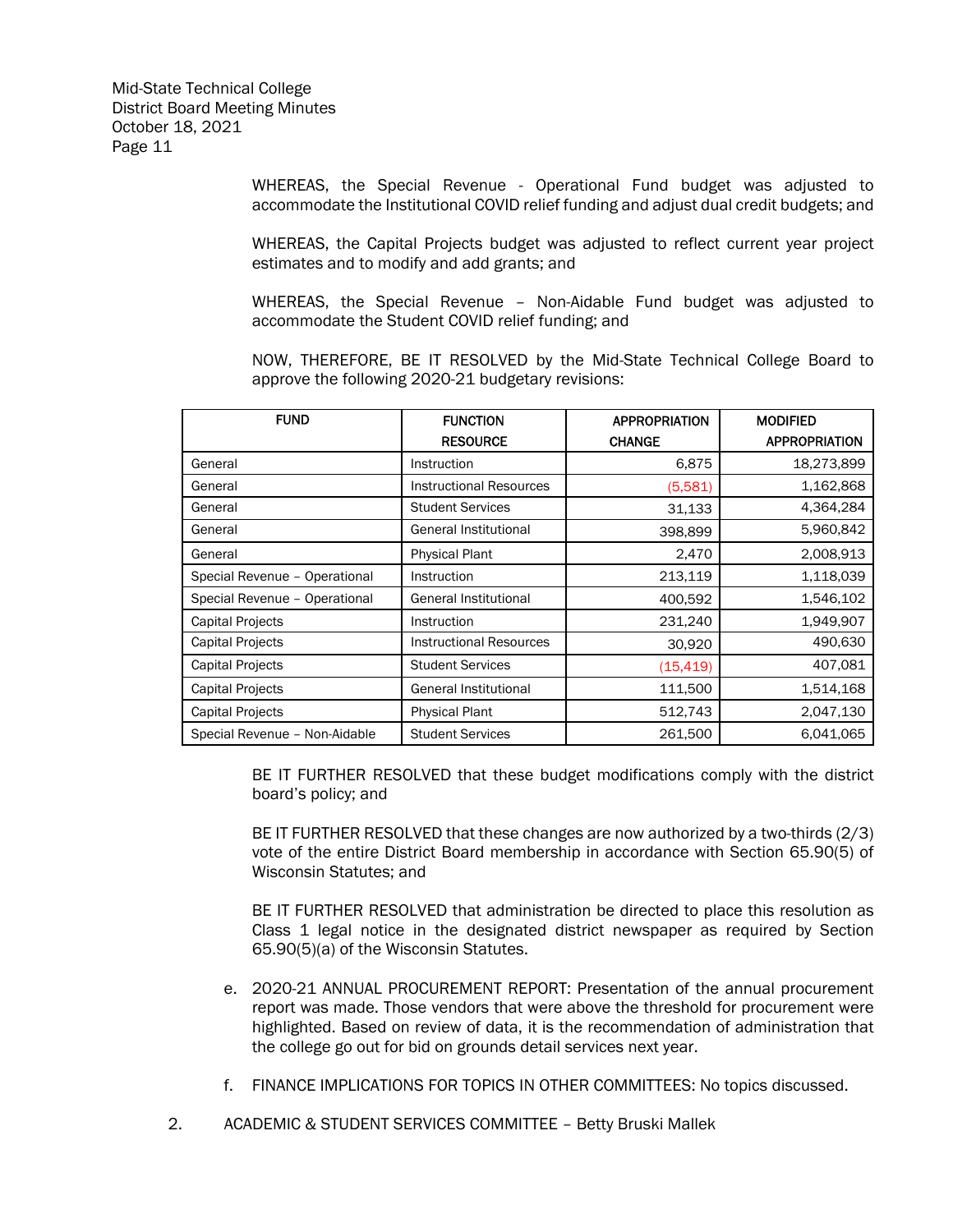WHEREAS, the Special Revenue - Operational Fund budget was adjusted to accommodate the Institutional COVID relief funding and adjust dual credit budgets; and

WHEREAS, the Capital Projects budget was adjusted to reflect current year project estimates and to modify and add grants; and

WHEREAS, the Special Revenue – Non-Aidable Fund budget was adjusted to accommodate the Student COVID relief funding; and

NOW, THEREFORE, BE IT RESOLVED by the Mid-State Technical College Board to approve the following 2020-21 budgetary revisions:

| FUND | FUNCTION RESOURCE | APPROPRIATION CHANGE | MODIFIED APPROPRIATION |
|---|---|---|---|
| General | Instruction | 6,875 | 18,273,899 |
| General | Instructional Resources | (5,581) | 1,162,868 |
| General | Student Services | 31,133 | 4,364,284 |
| General | General Institutional | 398,899 | 5,960,842 |
| General | Physical Plant | 2,470 | 2,008,913 |
| Special Revenue – Operational | Instruction | 213,119 | 1,118,039 |
| Special Revenue – Operational | General Institutional | 400,592 | 1,546,102 |
| Capital Projects | Instruction | 231,240 | 1,949,907 |
| Capital Projects | Instructional Resources | 30,920 | 490,630 |
| Capital Projects | Student Services | (15,419) | 407,081 |
| Capital Projects | General Institutional | 111,500 | 1,514,168 |
| Capital Projects | Physical Plant | 512,743 | 2,047,130 |
| Special Revenue – Non-Aidable | Student Services | 261,500 | 6,041,065 |

BE IT FURTHER RESOLVED that these budget modifications comply with the district board's policy; and

BE IT FURTHER RESOLVED that these changes are now authorized by a two-thirds (2/3) vote of the entire District Board membership in accordance with Section 65.90(5) of Wisconsin Statutes; and

BE IT FURTHER RESOLVED that administration be directed to place this resolution as Class 1 legal notice in the designated district newspaper as required by Section 65.90(5)(a) of the Wisconsin Statutes.

e. 2020-21 ANNUAL PROCUREMENT REPORT: Presentation of the annual procurement report was made. Those vendors that were above the threshold for procurement were highlighted. Based on review of data, it is the recommendation of administration that the college go out for bid on grounds detail services next year.

f. FINANCE IMPLICATIONS FOR TOPICS IN OTHER COMMITTEES: No topics discussed.

2. ACADEMIC & STUDENT SERVICES COMMITTEE – Betty Bruski Mallek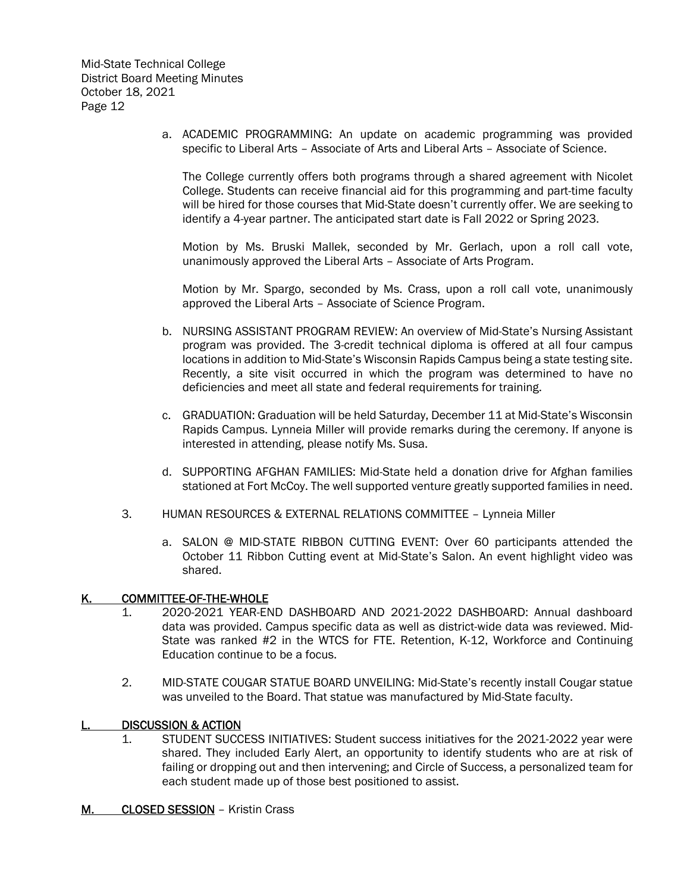a. ACADEMIC PROGRAMMING: An update on academic programming was provided specific to Liberal Arts – Associate of Arts and Liberal Arts – Associate of Science.

   The College currently offers both programs through a shared agreement with Nicolet College. Students can receive financial aid for this programming and part-time faculty will be hired for those courses that Mid-State doesn't currently offer. We are seeking to identify a 4-year partner. The anticipated start date is Fall 2022 or Spring 2023.

   Motion by Ms. Bruski Mallek, seconded by Mr. Gerlach, upon a roll call vote, unanimously approved the Liberal Arts – Associate of Arts Program.

   Motion by Mr. Spargo, seconded by Ms. Crass, upon a roll call vote, unanimously approved the Liberal Arts – Associate of Science Program.

b. NURSING ASSISTANT PROGRAM REVIEW: An overview of Mid-State's Nursing Assistant program was provided. The 3-credit technical diploma is offered at all four campus locations in addition to Mid-State's Wisconsin Rapids Campus being a state testing site. Recently, a site visit occurred in which the program was determined to have no deficiencies and meet all state and federal requirements for training.

c. GRADUATION: Graduation will be held Saturday, December 11 at Mid-State's Wisconsin Rapids Campus. Lynneia Miller will provide remarks during the ceremony. If anyone is interested in attending, please notify Ms. Susa.

d. SUPPORTING AFGHAN FAMILIES: Mid-State held a donation drive for Afghan families stationed at Fort McCoy. The well supported venture greatly supported families in need.

3. HUMAN RESOURCES & EXTERNAL RELATIONS COMMITTEE – Lynneia Miller

   a. SALON @ MID-STATE RIBBON CUTTING EVENT: Over 60 participants attended the October 11 Ribbon Cutting event at Mid-State's Salon. An event highlight video was shared.

## K. COMMITTEE-OF-THE-WHOLE

1. 2020-2021 YEAR-END DASHBOARD AND 2021-2022 DASHBOARD: Annual dashboard data was provided. Campus specific data as well as district-wide data was reviewed. Mid-State was ranked #2 in the WTCS for FTE. Retention, K-12, Workforce and Continuing Education continue to be a focus.

2. MID-STATE COUGAR STATUE BOARD UNVEILING: Mid-State's recently install Cougar statue was unveiled to the Board. That statue was manufactured by Mid-State faculty.

## L. DISCUSSION & ACTION

1. STUDENT SUCCESS INITIATIVES: Student success initiatives for the 2021-2022 year were shared. They included Early Alert, an opportunity to identify students who are at risk of failing or dropping out and then intervening; and Circle of Success, a personalized team for each student made up of those best positioned to assist.

## M. CLOSED SESSION – Kristin Crass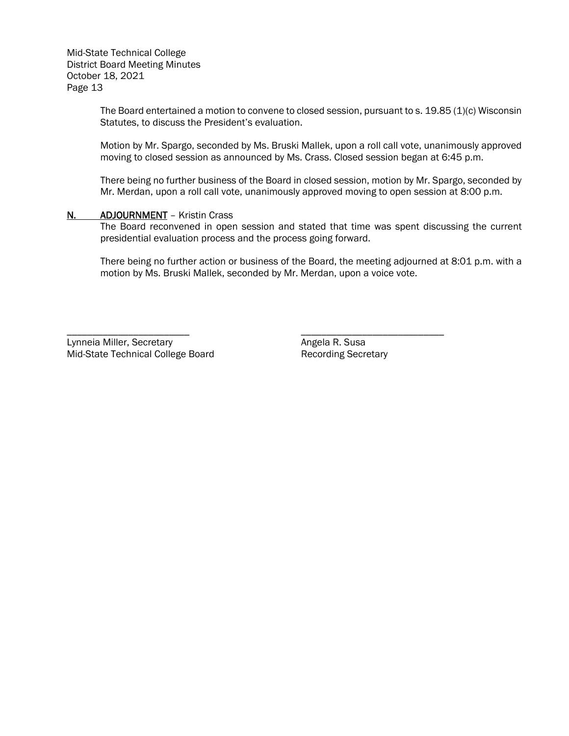The Board entertained a motion to convene to closed session, pursuant to s. 19.85 (1)(c) Wisconsin Statutes, to discuss the President's evaluation.

Motion by Mr. Spargo, seconded by Ms. Bruski Mallek, upon a roll call vote, unanimously approved moving to closed session as announced by Ms. Crass. Closed session began at 6:45 p.m.

There being no further business of the Board in closed session, motion by Mr. Spargo, seconded by Mr. Merdan, upon a roll call vote, unanimously approved moving to open session at 8:00 p.m.

**N. ADJOURNMENT** – Kristin Crass

The Board reconvened in open session and stated that time was spent discussing the current presidential evaluation process and the process going forward.

There being no further action or business of the Board, the meeting adjourned at 8:01 p.m. with a motion by Ms. Bruski Mallek, seconded by Mr. Merdan, upon a voice vote.

\_\_\_\_\_\_\_\_\_\_\_\_\_\_\_\_\_\_\_\_\_\_\_\_
Lynneia Miller, Secretary
Mid-State Technical College Board

\_\_\_\_\_\_\_\_\_\_\_\_\_\_\_\_\_\_\_\_\_\_\_\_
Angela R. Susa
Recording Secretary